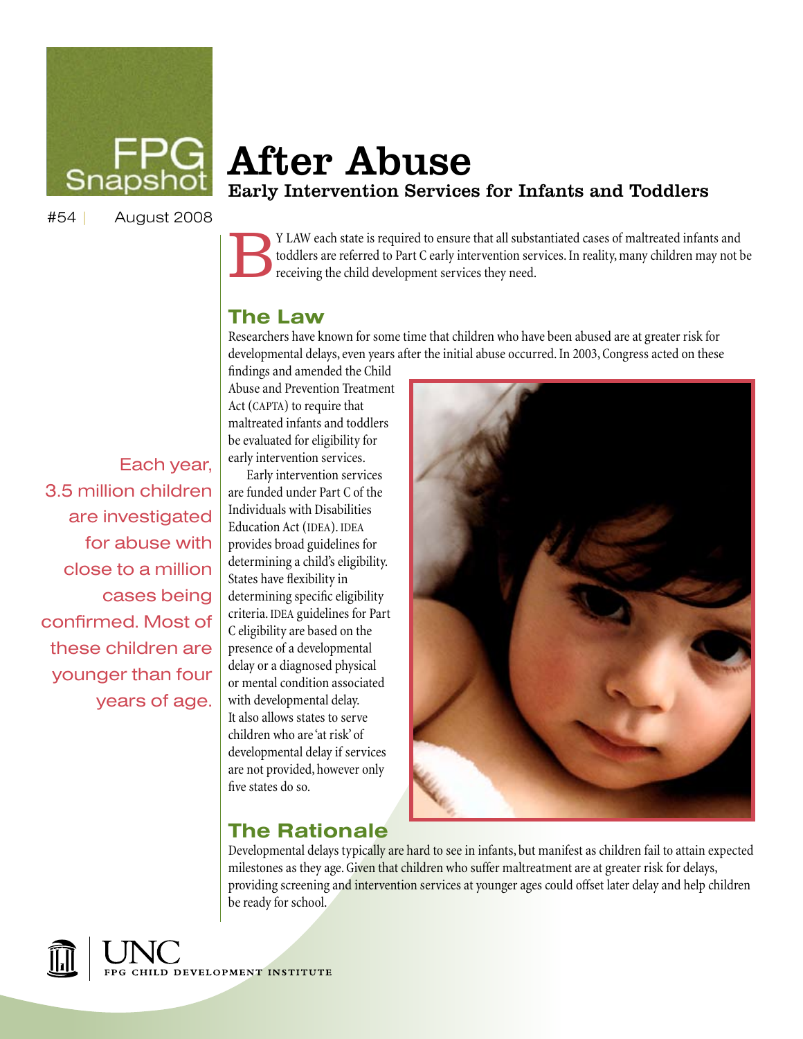FPG Snapshot

#54 | August 2008

# After Abuse

## Early Intervention Services for Infants and Toddlers

BY LAW each state is required to ensure that all substantiated cases of maltreated infants and toddlers are referred to Part C early intervention services. In reality, many children may not be receiving the child development services they need.

Each year, 3.5 million children are investigated for abuse with close to a million cases being confirmed. Most of these children are younger than four years of age.

### The Law

Researchers have known for some time that children who have been abused are at greater risk for developmental delays, even years after the initial abuse occurred. In 2003, Congress acted on these findings and amended the Child Abuse and Prevention Treatment Act (CAPTA) to require that maltreated infants and toddlers be evaluated for eligibility for early intervention services.

Early intervention services are funded under Part C of the Individuals with Disabilities Education Act (IDEA). IDEA provides broad guidelines for determining a child's eligibility. States have flexibility in determining specific eligibility criteria. IDEA guidelines for Part C eligibility are based on the presence of a developmental delay or a diagnosed physical or mental condition associated with developmental delay. It also allows states to serve children who are 'at risk' of developmental delay if services are not provided, however only five states do so.

### The Rationale

Developmental delays typically are hard to see in infants, but manifest as children fail to attain expected milestones as they age. Given that children who suffer maltreatment are at greater risk for delays, providing screening and intervention services at younger ages could offset later delay and help children be ready for school.

UNC FPG CHILD DEVELOPMENT INSTITUTE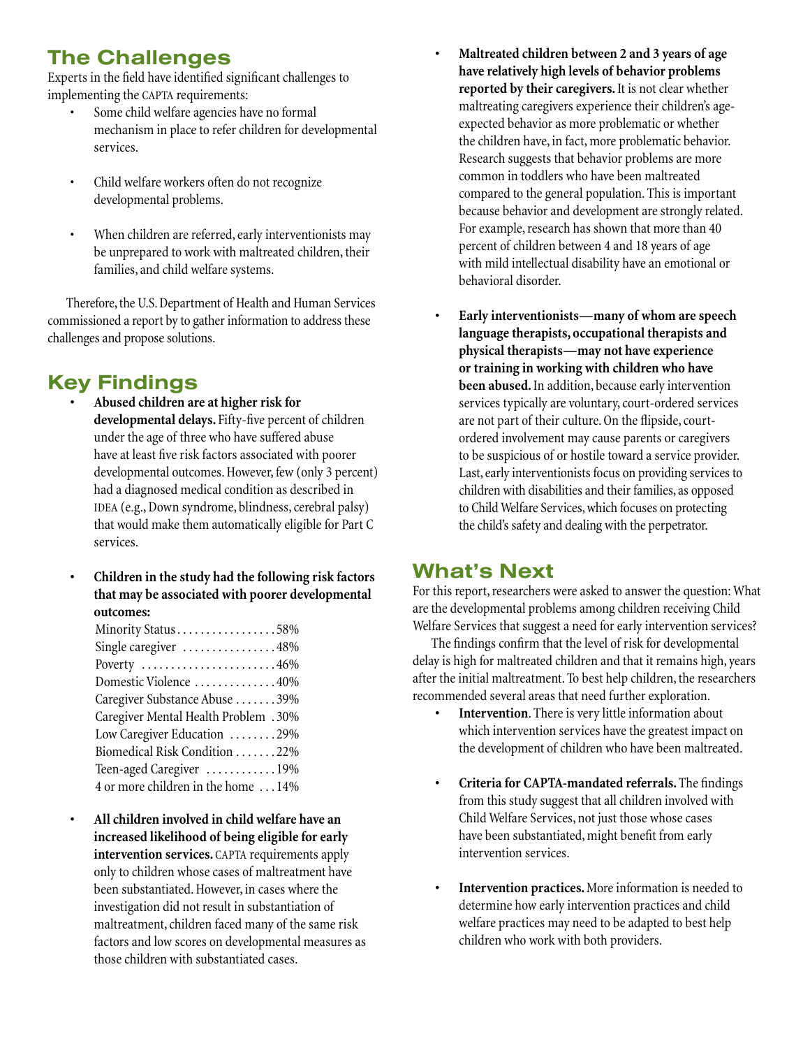## The Challenges

Experts in the field have identified significant challenges to implementing the CAPTA requirements:

- Some child welfare agencies have no formal mechanism in place to refer children for developmental services.
- Child welfare workers often do not recognize developmental problems.
- When children are referred, early interventionists may be unprepared to work with maltreated children, their families, and child welfare systems.

Therefore, the U.S. Department of Health and Human Services commissioned a report by to gather information to address these challenges and propose solutions.

## Key Findings

- **Abused children are at higher risk for developmental delays.** Fifty-five percent of children under the age of three who have suffered abuse have at least five risk factors associated with poorer developmental outcomes. However, few (only 3 percent) had a diagnosed medical condition as described in IDEA (e.g., Down syndrome, blindness, cerebral palsy) that would make them automatically eligible for Part C services.
- **Children in the study had the following risk factors that may be associated with poorer developmental outcomes:**

| Risk Factor | Percent |
|---|---|
| Minority Status | 58% |
| Single caregiver | 48% |
| Poverty | 46% |
| Domestic Violence | 40% |
| Caregiver Substance Abuse | 39% |
| Caregiver Mental Health Problem | 30% |
| Low Caregiver Education | 29% |
| Biomedical Risk Condition | 22% |
| Teen-aged Caregiver | 19% |
| 4 or more children in the home | 14% |

- **All children involved in child welfare have an increased likelihood of being eligible for early intervention services.** CAPTA requirements apply only to children whose cases of maltreatment have been substantiated. However, in cases where the investigation did not result in substantiation of maltreatment, children faced many of the same risk factors and low scores on developmental measures as those children with substantiated cases.
- **Maltreated children between 2 and 3 years of age have relatively high levels of behavior problems reported by their caregivers.** It is not clear whether maltreating caregivers experience their children's age-expected behavior as more problematic or whether the children have, in fact, more problematic behavior. Research suggests that behavior problems are more common in toddlers who have been maltreated compared to the general population. This is important because behavior and development are strongly related. For example, research has shown that more than 40 percent of children between 4 and 18 years of age with mild intellectual disability have an emotional or behavioral disorder.
- **Early interventionists—many of whom are speech language therapists, occupational therapists and physical therapists—may not have experience or training in working with children who have been abused.** In addition, because early intervention services typically are voluntary, court-ordered services are not part of their culture. On the flipside, court-ordered involvement may cause parents or caregivers to be suspicious of or hostile toward a service provider. Last, early interventionists focus on providing services to children with disabilities and their families, as opposed to Child Welfare Services, which focuses on protecting the child's safety and dealing with the perpetrator.

## What's Next

For this report, researchers were asked to answer the question: What are the developmental problems among children receiving Child Welfare Services that suggest a need for early intervention services?

The findings confirm that the level of risk for developmental delay is high for maltreated children and that it remains high, years after the initial maltreatment. To best help children, the researchers recommended several areas that need further exploration.

- **Intervention**. There is very little information about which intervention services have the greatest impact on the development of children who have been maltreated.
- **Criteria for CAPTA-mandated referrals.** The findings from this study suggest that all children involved with Child Welfare Services, not just those whose cases have been substantiated, might benefit from early intervention services.
- **Intervention practices.** More information is needed to determine how early intervention practices and child welfare practices may need to be adapted to best help children who work with both providers.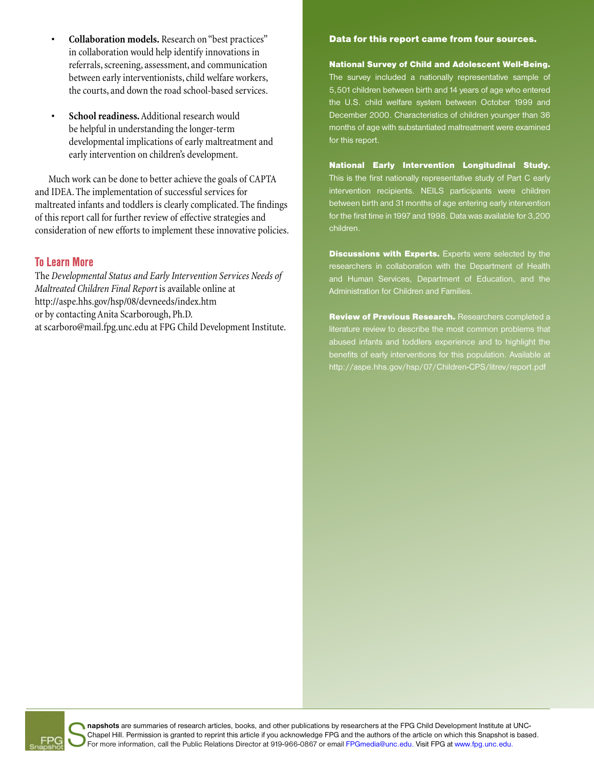- **Collaboration models.** Research on "best practices" in collaboration would help identify innovations in referrals, screening, assessment, and communication between early interventionists, child welfare workers, the courts, and down the road school-based services.

- **School readiness.** Additional research would be helpful in understanding the longer-term developmental implications of early maltreatment and early intervention on children's development.

Much work can be done to better achieve the goals of CAPTA and IDEA. The implementation of successful services for maltreated infants and toddlers is clearly complicated. The findings of this report call for further review of effective strategies and consideration of new efforts to implement these innovative policies.

## To Learn More

The *Developmental Status and Early Intervention Services Needs of Maltreated Children Final Report* is available online at http://aspe.hhs.gov/hsp/08/devneeds/index.htm or by contacting Anita Scarborough, Ph.D. at scarboro@mail.fpg.unc.edu at FPG Child Development Institute.

**Data for this report came from four sources.**

**National Survey of Child and Adolescent Well-Being.** The survey included a nationally representative sample of 5,501 children between birth and 14 years of age who entered the U.S. child welfare system between October 1999 and December 2000. Characteristics of children younger than 36 months of age with substantiated maltreatment were examined for this report.

**National Early Intervention Longitudinal Study.** This is the first nationally representative study of Part C early intervention recipients. NEILS participants were children between birth and 31 months of age entering early intervention for the first time in 1997 and 1998. Data was available for 3,200 children.

**Discussions with Experts.** Experts were selected by the researchers in collaboration with the Department of Health and Human Services, Department of Education, and the Administration for Children and Families.

**Review of Previous Research.** Researchers completed a literature review to describe the most common problems that abused infants and toddlers experience and to highlight the benefits of early interventions for this population. Available at http://aspe.hhs.gov/hsp/07/Children-CPS/litrev/report.pdf

**Snapshots** are summaries of research articles, books, and other publications by researchers at the FPG Child Development Institute at UNC-Chapel Hill. Permission is granted to reprint this article if you acknowledge FPG and the authors of the article on which this Snapshot is based. For more information, call the Public Relations Director at 919-966-0867 or email FPGmedia@unc.edu. Visit FPG at www.fpg.unc.edu.